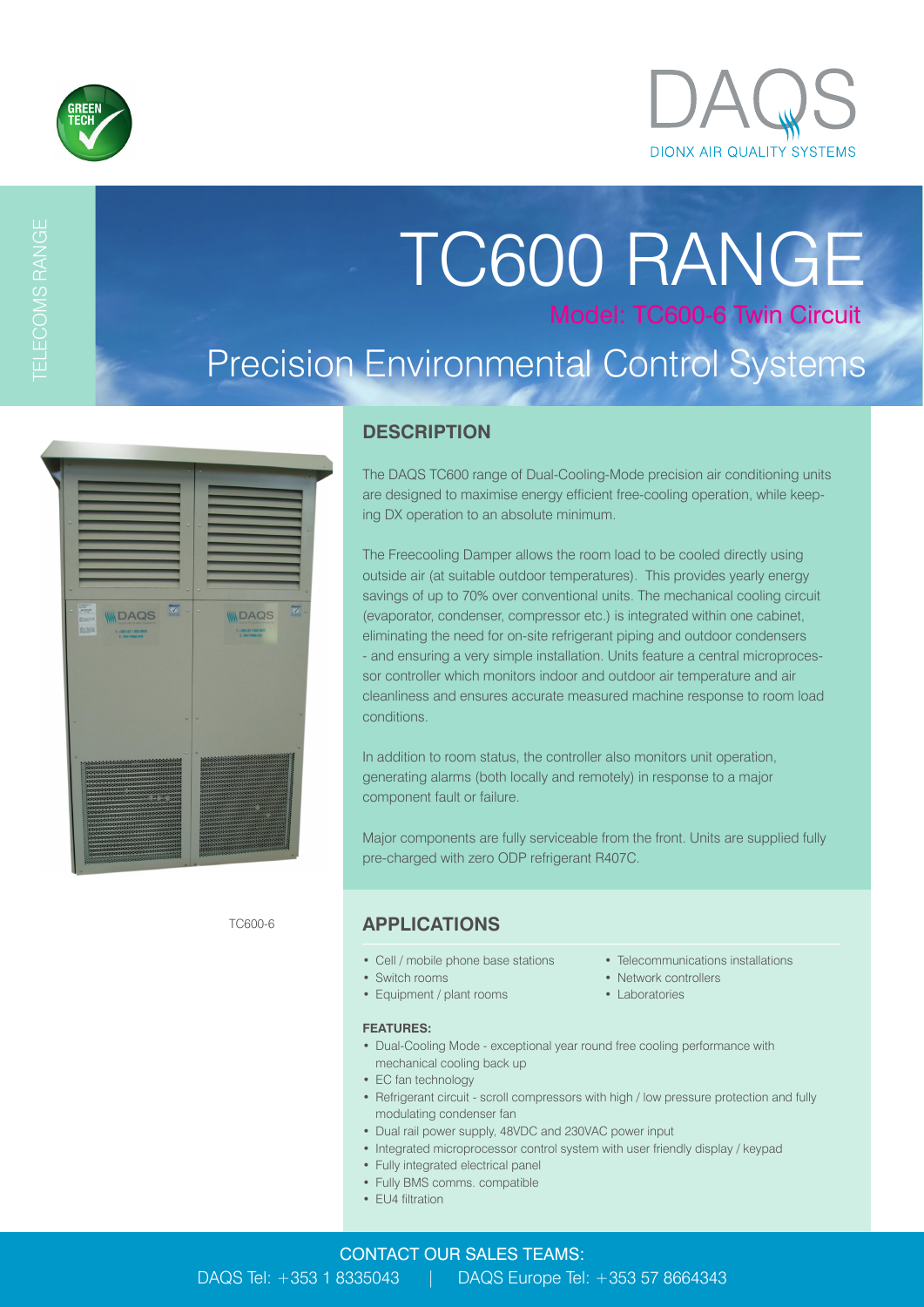GREEN TECH

DAQS
DIONX AIR QUALITY SYSTEMS

TELECOMS RANGE

# TC600 RANGE

Model: TC600-6 Twin Circuit

## Precision Environmental Control Systems

TC600-6

## DESCRIPTION

The DAQS TC600 range of Dual-Cooling-Mode precision air conditioning units are designed to maximise energy efficient free-cooling operation, while keeping DX operation to an absolute minimum.

The Freecooling Damper allows the room load to be cooled directly using outside air (at suitable outdoor temperatures). This provides yearly energy savings of up to 70% over conventional units. The mechanical cooling circuit (evaporator, condenser, compressor etc.) is integrated within one cabinet, eliminating the need for on-site refrigerant piping and outdoor condensers - and ensuring a very simple installation. Units feature a central microprocessor controller which monitors indoor and outdoor air temperature and air cleanliness and ensures accurate measured machine response to room load conditions.

In addition to room status, the controller also monitors unit operation, generating alarms (both locally and remotely) in response to a major component fault or failure.

Major components are fully serviceable from the front. Units are supplied fully pre-charged with zero ODP refrigerant R407C.

## APPLICATIONS

- Cell / mobile phone base stations
- Switch rooms
- Equipment / plant rooms
- Telecommunications installations
- Network controllers
- Laboratories

**FEATURES:**

- Dual-Cooling Mode - exceptional year round free cooling performance with mechanical cooling back up
- EC fan technology
- Refrigerant circuit - scroll compressors with high / low pressure protection and fully modulating condenser fan
- Dual rail power supply, 48VDC and 230VAC power input
- Integrated microprocessor control system with user friendly display / keypad
- Fully integrated electrical panel
- Fully BMS comms. compatible
- EU4 filtration

CONTACT OUR SALES TEAMS:

DAQS Tel: +353 1 8335043 | DAQS Europe Tel: +353 57 8664343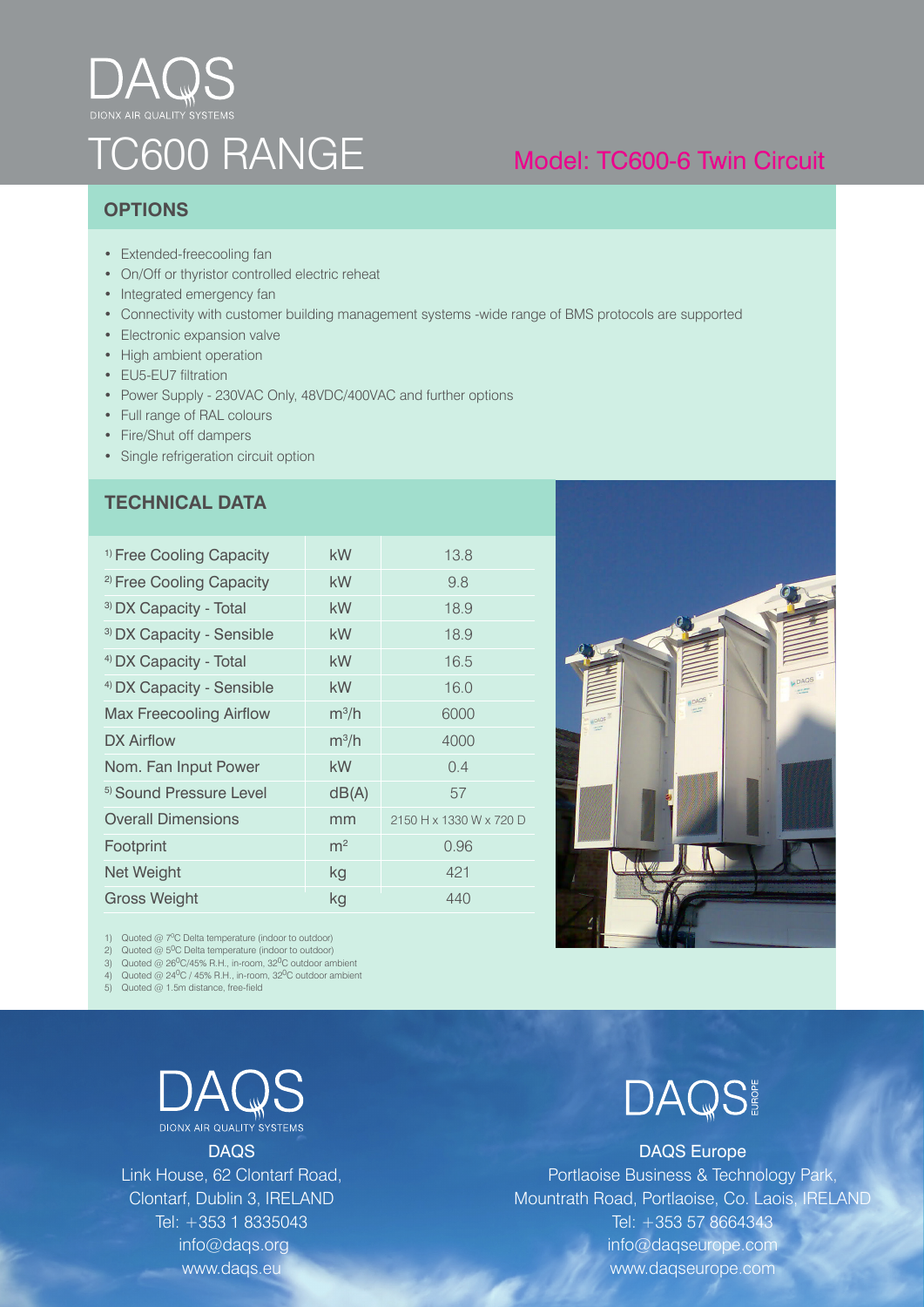# DAQS

DIONX AIR QUALITY SYSTEMS

# TC600 RANGE

## Model: TC600-6 Twin Circuit

### OPTIONS

- Extended-freecooling fan
- On/Off or thyristor controlled electric reheat
- Integrated emergency fan
- Connectivity with customer building management systems -wide range of BMS protocols are supported
- Electronic expansion valve
- High ambient operation
- EU5-EU7 filtration
- Power Supply - 230VAC Only, 48VDC/400VAC and further options
- Full range of RAL colours
- Fire/Shut off dampers
- Single refrigeration circuit option

### TECHNICAL DATA

| | | |
|---|---|---|
| 1) Free Cooling Capacity | kW | 13.8 |
| 2) Free Cooling Capacity | kW | 9.8 |
| 3) DX Capacity - Total | kW | 18.9 |
| 3) DX Capacity - Sensible | kW | 18.9 |
| 4) DX Capacity - Total | kW | 16.5 |
| 4) DX Capacity - Sensible | kW | 16.0 |
| Max Freecooling Airflow | $m^3/h$ | 6000 |
| DX Airflow | $m^3/h$ | 4000 |
| Nom. Fan Input Power | kW | 0.4 |
| 5) Sound Pressure Level | dB(A) | 57 |
| Overall Dimensions | mm | 2150 H x 1330 W x 720 D |
| Footprint | $m^2$ | 0.96 |
| Net Weight | kg | 421 |
| Gross Weight | kg | 440 |

1) Quoted @ 7°C Delta temperature (indoor to outdoor)
2) Quoted @ 5°C Delta temperature (indoor to outdoor)
3) Quoted @ 26°C/45% R.H., in-room, 32°C outdoor ambient
4) Quoted @ 24°C / 45% R.H., in-room, 32°C outdoor ambient
5) Quoted @ 1.5m distance, free-field

**DAQS**
Link House, 62 Clontarf Road,
Clontarf, Dublin 3, IRELAND
Tel: +353 1 8335043
info@daqs.org
www.daqs.eu

**DAQS Europe**
Portlaoise Business & Technology Park,
Mountrath Road, Portlaoise, Co. Laois, IRELAND
Tel: +353 57 8664343
info@daqseurope.com
www.daqseurope.com